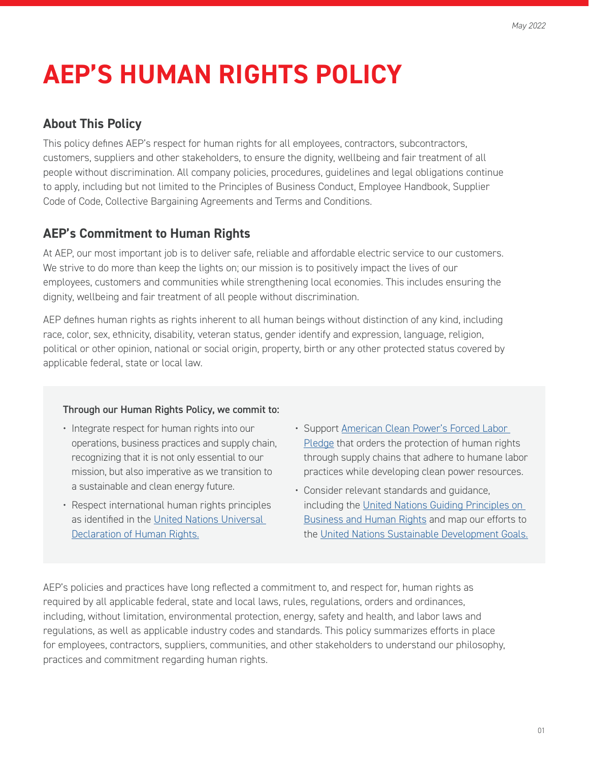May 2022

# AEP'S HUMAN RIGHTS POLICY

## About This Policy

This policy defines AEP's respect for human rights for all employees, contractors, subcontractors, customers, suppliers and other stakeholders, to ensure the dignity, wellbeing and fair treatment of all people without discrimination. All company policies, procedures, guidelines and legal obligations continue to apply, including but not limited to the Principles of Business Conduct, Employee Handbook, Supplier Code of Code, Collective Bargaining Agreements and Terms and Conditions.

## AEP's Commitment to Human Rights

At AEP, our most important job is to deliver safe, reliable and affordable electric service to our customers. We strive to do more than keep the lights on; our mission is to positively impact the lives of our employees, customers and communities while strengthening local economies. This includes ensuring the dignity, wellbeing and fair treatment of all people without discrimination.

AEP defines human rights as rights inherent to all human beings without distinction of any kind, including race, color, sex, ethnicity, disability, veteran status, gender identify and expression, language, religion, political or other opinion, national or social origin, property, birth or any other protected status covered by applicable federal, state or local law.

**Through our Human Rights Policy, we commit to:**

- Integrate respect for human rights into our operations, business practices and supply chain, recognizing that it is not only essential to our mission, but also imperative as we transition to a sustainable and clean energy future.
- Respect international human rights principles as identified in the United Nations Universal Declaration of Human Rights.
- Support American Clean Power's Forced Labor Pledge that orders the protection of human rights through supply chains that adhere to humane labor practices while developing clean power resources.
- Consider relevant standards and guidance, including the United Nations Guiding Principles on Business and Human Rights and map our efforts to the United Nations Sustainable Development Goals.

AEP's policies and practices have long reflected a commitment to, and respect for, human rights as required by all applicable federal, state and local laws, rules, regulations, orders and ordinances, including, without limitation, environmental protection, energy, safety and health, and labor laws and regulations, as well as applicable industry codes and standards. This policy summarizes efforts in place for employees, contractors, suppliers, communities, and other stakeholders to understand our philosophy, practices and commitment regarding human rights.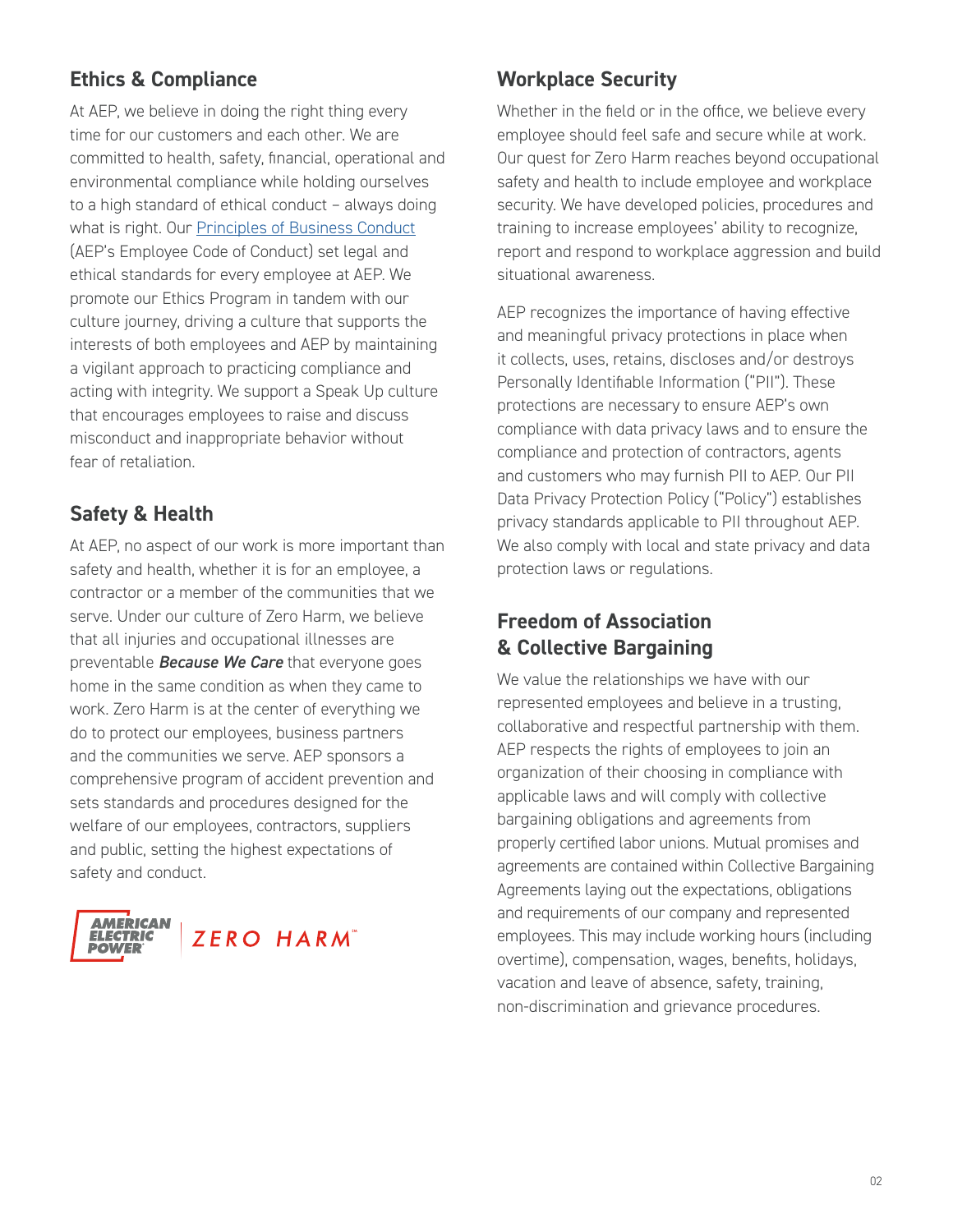## Ethics & Compliance

At AEP, we believe in doing the right thing every time for our customers and each other. We are committed to health, safety, financial, operational and environmental compliance while holding ourselves to a high standard of ethical conduct – always doing what is right. Our Principles of Business Conduct (AEP's Employee Code of Conduct) set legal and ethical standards for every employee at AEP. We promote our Ethics Program in tandem with our culture journey, driving a culture that supports the interests of both employees and AEP by maintaining a vigilant approach to practicing compliance and acting with integrity. We support a Speak Up culture that encourages employees to raise and discuss misconduct and inappropriate behavior without fear of retaliation.

## Safety & Health

At AEP, no aspect of our work is more important than safety and health, whether it is for an employee, a contractor or a member of the communities that we serve. Under our culture of Zero Harm, we believe that all injuries and occupational illnesses are preventable ***Because We Care*** that everyone goes home in the same condition as when they came to work. Zero Harm is at the center of everything we do to protect our employees, business partners and the communities we serve. AEP sponsors a comprehensive program of accident prevention and sets standards and procedures designed for the welfare of our employees, contractors, suppliers and public, setting the highest expectations of safety and conduct.

AMERICAN ELECTRIC POWER | ZERO HARM℠

## Workplace Security

Whether in the field or in the office, we believe every employee should feel safe and secure while at work. Our quest for Zero Harm reaches beyond occupational safety and health to include employee and workplace security. We have developed policies, procedures and training to increase employees' ability to recognize, report and respond to workplace aggression and build situational awareness.

AEP recognizes the importance of having effective and meaningful privacy protections in place when it collects, uses, retains, discloses and/or destroys Personally Identifiable Information ("PII"). These protections are necessary to ensure AEP's own compliance with data privacy laws and to ensure the compliance and protection of contractors, agents and customers who may furnish PII to AEP. Our PII Data Privacy Protection Policy ("Policy") establishes privacy standards applicable to PII throughout AEP. We also comply with local and state privacy and data protection laws or regulations.

## Freedom of Association & Collective Bargaining

We value the relationships we have with our represented employees and believe in a trusting, collaborative and respectful partnership with them. AEP respects the rights of employees to join an organization of their choosing in compliance with applicable laws and will comply with collective bargaining obligations and agreements from properly certified labor unions. Mutual promises and agreements are contained within Collective Bargaining Agreements laying out the expectations, obligations and requirements of our company and represented employees. This may include working hours (including overtime), compensation, wages, benefits, holidays, vacation and leave of absence, safety, training, non-discrimination and grievance procedures.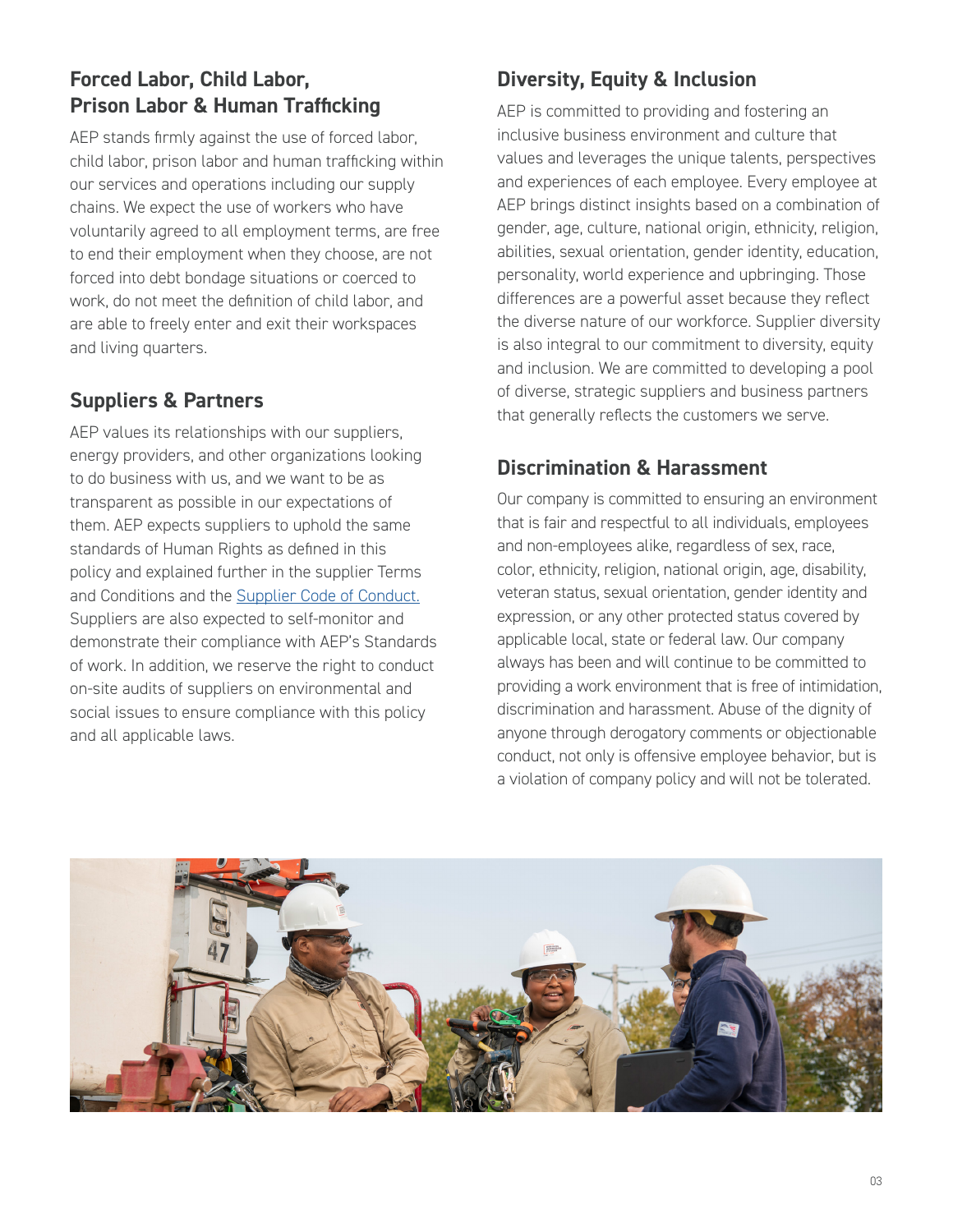## Forced Labor, Child Labor, Prison Labor & Human Trafficking

AEP stands firmly against the use of forced labor, child labor, prison labor and human trafficking within our services and operations including our supply chains. We expect the use of workers who have voluntarily agreed to all employment terms, are free to end their employment when they choose, are not forced into debt bondage situations or coerced to work, do not meet the definition of child labor, and are able to freely enter and exit their workspaces and living quarters.

## Suppliers & Partners

AEP values its relationships with our suppliers, energy providers, and other organizations looking to do business with us, and we want to be as transparent as possible in our expectations of them. AEP expects suppliers to uphold the same standards of Human Rights as defined in this policy and explained further in the supplier Terms and Conditions and the [Supplier Code of Conduct.](#) Suppliers are also expected to self-monitor and demonstrate their compliance with AEP's Standards of work. In addition, we reserve the right to conduct on-site audits of suppliers on environmental and social issues to ensure compliance with this policy and all applicable laws.

## Diversity, Equity & Inclusion

AEP is committed to providing and fostering an inclusive business environment and culture that values and leverages the unique talents, perspectives and experiences of each employee. Every employee at AEP brings distinct insights based on a combination of gender, age, culture, national origin, ethnicity, religion, abilities, sexual orientation, gender identity, education, personality, world experience and upbringing. Those differences are a powerful asset because they reflect the diverse nature of our workforce. Supplier diversity is also integral to our commitment to diversity, equity and inclusion. We are committed to developing a pool of diverse, strategic suppliers and business partners that generally reflects the customers we serve.

## Discrimination & Harassment

Our company is committed to ensuring an environment that is fair and respectful to all individuals, employees and non-employees alike, regardless of sex, race, color, ethnicity, religion, national origin, age, disability, veteran status, sexual orientation, gender identity and expression, or any other protected status covered by applicable local, state or federal law. Our company always has been and will continue to be committed to providing a work environment that is free of intimidation, discrimination and harassment. Abuse of the dignity of anyone through derogatory comments or objectionable conduct, not only is offensive employee behavior, but is a violation of company policy and will not be tolerated.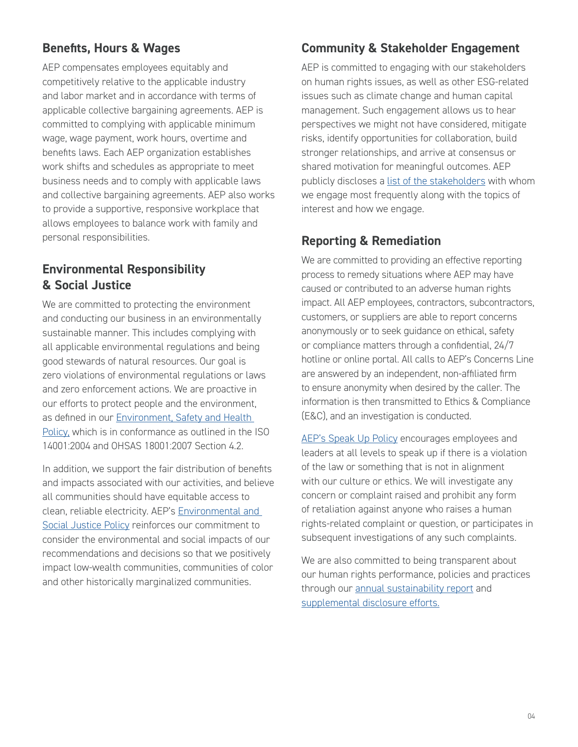## Benefits, Hours & Wages

AEP compensates employees equitably and competitively relative to the applicable industry and labor market and in accordance with terms of applicable collective bargaining agreements. AEP is committed to complying with applicable minimum wage, wage payment, work hours, overtime and benefits laws. Each AEP organization establishes work shifts and schedules as appropriate to meet business needs and to comply with applicable laws and collective bargaining agreements. AEP also works to provide a supportive, responsive workplace that allows employees to balance work with family and personal responsibilities.

## Environmental Responsibility & Social Justice

We are committed to protecting the environment and conducting our business in an environmentally sustainable manner. This includes complying with all applicable environmental regulations and being good stewards of natural resources. Our goal is zero violations of environmental regulations or laws and zero enforcement actions. We are proactive in our efforts to protect people and the environment, as defined in our Environment, Safety and Health Policy, which is in conformance as outlined in the ISO 14001:2004 and OHSAS 18001:2007 Section 4.2.

In addition, we support the fair distribution of benefits and impacts associated with our activities, and believe all communities should have equitable access to clean, reliable electricity. AEP's Environmental and Social Justice Policy reinforces our commitment to consider the environmental and social impacts of our recommendations and decisions so that we positively impact low-wealth communities, communities of color and other historically marginalized communities.

## Community & Stakeholder Engagement

AEP is committed to engaging with our stakeholders on human rights issues, as well as other ESG-related issues such as climate change and human capital management. Such engagement allows us to hear perspectives we might not have considered, mitigate risks, identify opportunities for collaboration, build stronger relationships, and arrive at consensus or shared motivation for meaningful outcomes. AEP publicly discloses a list of the stakeholders with whom we engage most frequently along with the topics of interest and how we engage.

## Reporting & Remediation

We are committed to providing an effective reporting process to remedy situations where AEP may have caused or contributed to an adverse human rights impact. All AEP employees, contractors, subcontractors, customers, or suppliers are able to report concerns anonymously or to seek guidance on ethical, safety or compliance matters through a confidential, 24/7 hotline or online portal. All calls to AEP's Concerns Line are answered by an independent, non-affiliated firm to ensure anonymity when desired by the caller. The information is then transmitted to Ethics & Compliance (E&C), and an investigation is conducted.

AEP's Speak Up Policy encourages employees and leaders at all levels to speak up if there is a violation of the law or something that is not in alignment with our culture or ethics. We will investigate any concern or complaint raised and prohibit any form of retaliation against anyone who raises a human rights-related complaint or question, or participates in subsequent investigations of any such complaints.

We are also committed to being transparent about our human rights performance, policies and practices through our annual sustainability report and supplemental disclosure efforts.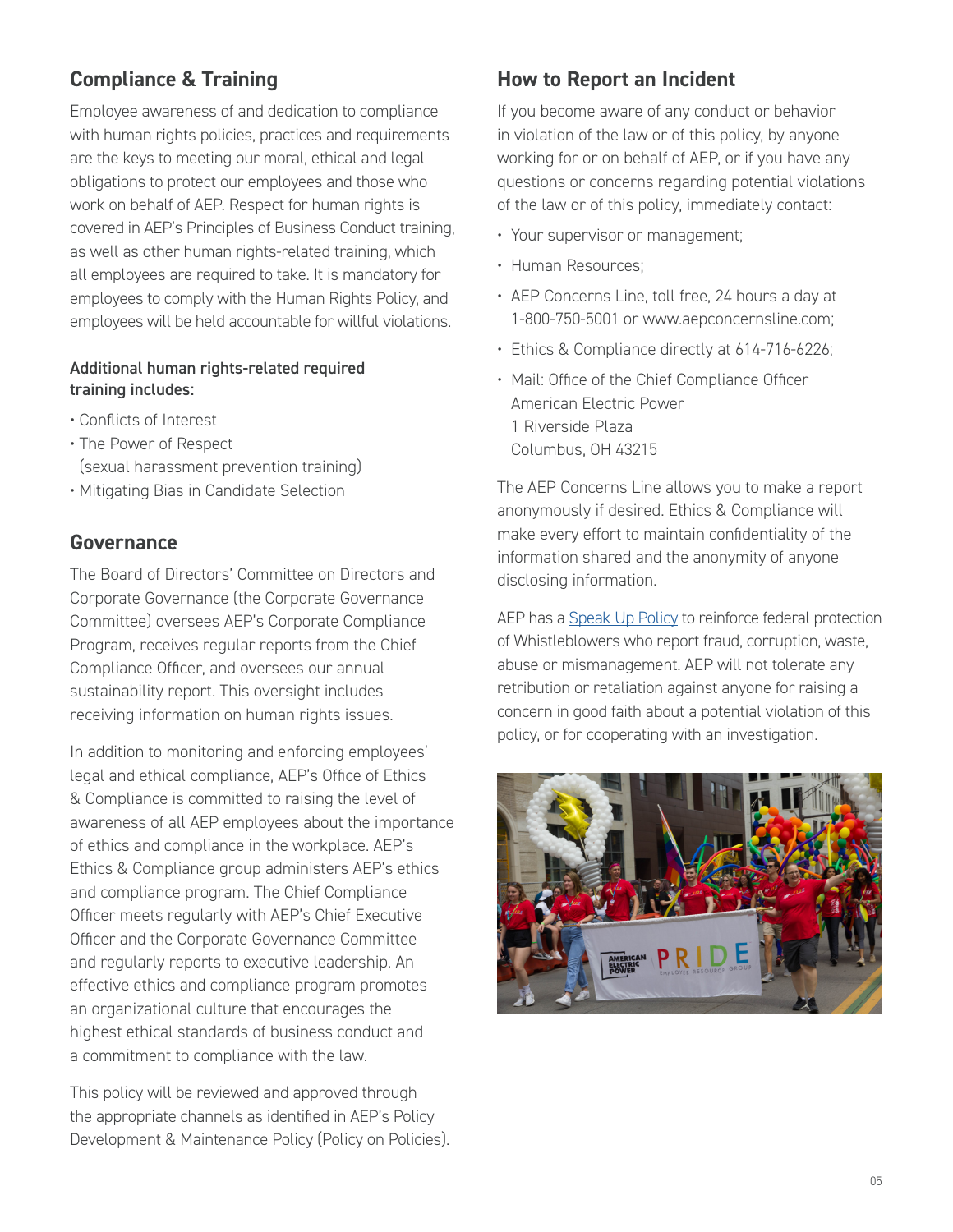## Compliance & Training

Employee awareness of and dedication to compliance with human rights policies, practices and requirements are the keys to meeting our moral, ethical and legal obligations to protect our employees and those who work on behalf of AEP. Respect for human rights is covered in AEP's Principles of Business Conduct training, as well as other human rights-related training, which all employees are required to take. It is mandatory for employees to comply with the Human Rights Policy, and employees will be held accountable for willful violations.

**Additional human rights-related required training includes:**

- Conflicts of Interest
- The Power of Respect (sexual harassment prevention training)
- Mitigating Bias in Candidate Selection

## Governance

The Board of Directors' Committee on Directors and Corporate Governance (the Corporate Governance Committee) oversees AEP's Corporate Compliance Program, receives regular reports from the Chief Compliance Officer, and oversees our annual sustainability report. This oversight includes receiving information on human rights issues.

In addition to monitoring and enforcing employees' legal and ethical compliance, AEP's Office of Ethics & Compliance is committed to raising the level of awareness of all AEP employees about the importance of ethics and compliance in the workplace. AEP's Ethics & Compliance group administers AEP's ethics and compliance program. The Chief Compliance Officer meets regularly with AEP's Chief Executive Officer and the Corporate Governance Committee and regularly reports to executive leadership. An effective ethics and compliance program promotes an organizational culture that encourages the highest ethical standards of business conduct and a commitment to compliance with the law.

This policy will be reviewed and approved through the appropriate channels as identified in AEP's Policy Development & Maintenance Policy (Policy on Policies).

## How to Report an Incident

If you become aware of any conduct or behavior in violation of the law or of this policy, by anyone working for or on behalf of AEP, or if you have any questions or concerns regarding potential violations of the law or of this policy, immediately contact:

- Your supervisor or management;
- Human Resources;
- AEP Concerns Line, toll free, 24 hours a day at 1-800-750-5001 or www.aepconcernsline.com;
- Ethics & Compliance directly at 614-716-6226;
- Mail: Office of the Chief Compliance Officer
  American Electric Power
  1 Riverside Plaza
  Columbus, OH 43215

The AEP Concerns Line allows you to make a report anonymously if desired. Ethics & Compliance will make every effort to maintain confidentiality of the information shared and the anonymity of anyone disclosing information.

AEP has a Speak Up Policy to reinforce federal protection of Whistleblowers who report fraud, corruption, waste, abuse or mismanagement. AEP will not tolerate any retribution or retaliation against anyone for raising a concern in good faith about a potential violation of this policy, or for cooperating with an investigation.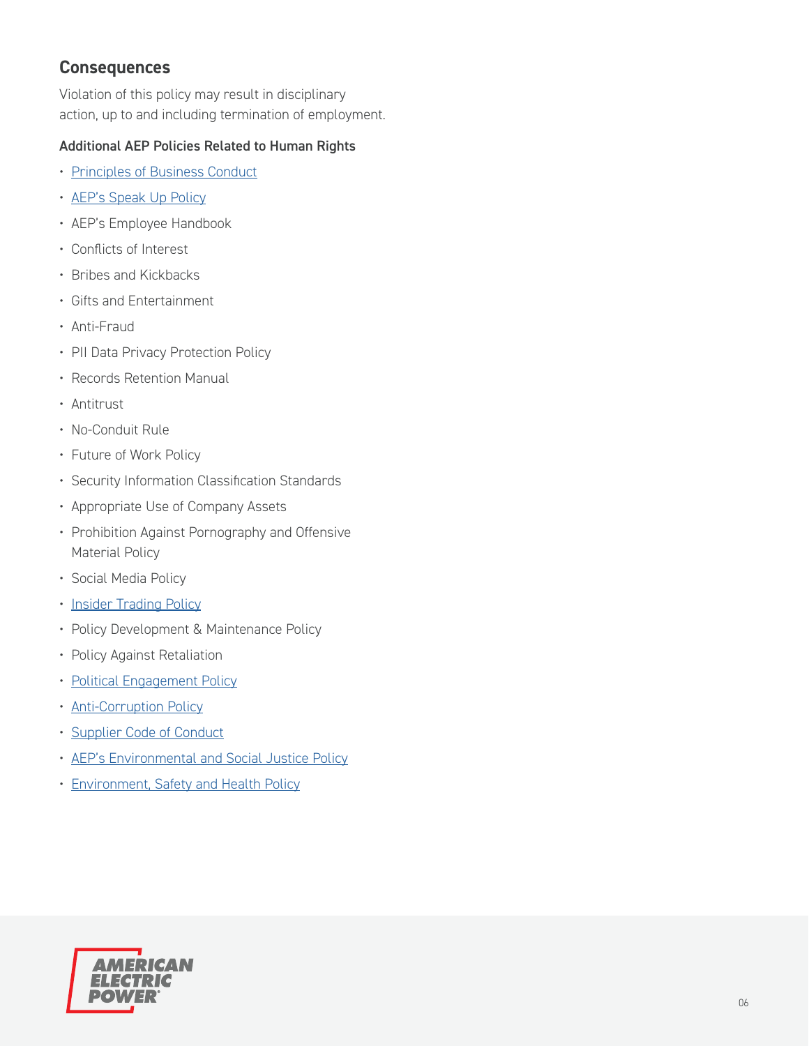## Consequences

Violation of this policy may result in disciplinary action, up to and including termination of employment.

### Additional AEP Policies Related to Human Rights

- Principles of Business Conduct
- AEP's Speak Up Policy
- AEP's Employee Handbook
- Conflicts of Interest
- Bribes and Kickbacks
- Gifts and Entertainment
- Anti-Fraud
- PII Data Privacy Protection Policy
- Records Retention Manual
- Antitrust
- No-Conduit Rule
- Future of Work Policy
- Security Information Classification Standards
- Appropriate Use of Company Assets
- Prohibition Against Pornography and Offensive Material Policy
- Social Media Policy
- Insider Trading Policy
- Policy Development & Maintenance Policy
- Policy Against Retaliation
- Political Engagement Policy
- Anti-Corruption Policy
- Supplier Code of Conduct
- AEP's Environmental and Social Justice Policy
- Environment, Safety and Health Policy